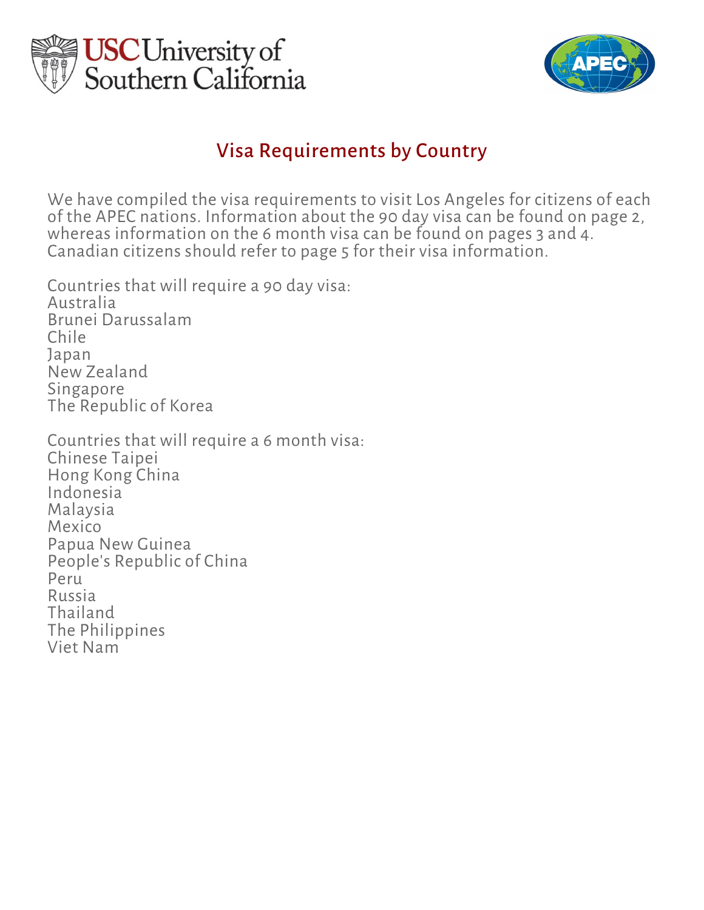# Visa Requirements by Country

We have compiled the visa requirements to visit Los Angeles for citizens of each of the APEC nations. Information about the 90 day visa can be found on page 2, whereas information on the 6 month visa can be found on pages 3 and 4. Canadian citizens should refer to page 5 for their visa information.

Countries that will require a 90 day visa:
Australia
Brunei Darussalam
Chile
Japan
New Zealand
Singapore
The Republic of Korea

Countries that will require a 6 month visa:
Chinese Taipei
Hong Kong China
Indonesia
Malaysia
Mexico
Papua New Guinea
People's Republic of China
Peru
Russia
Thailand
The Philippines
Viet Nam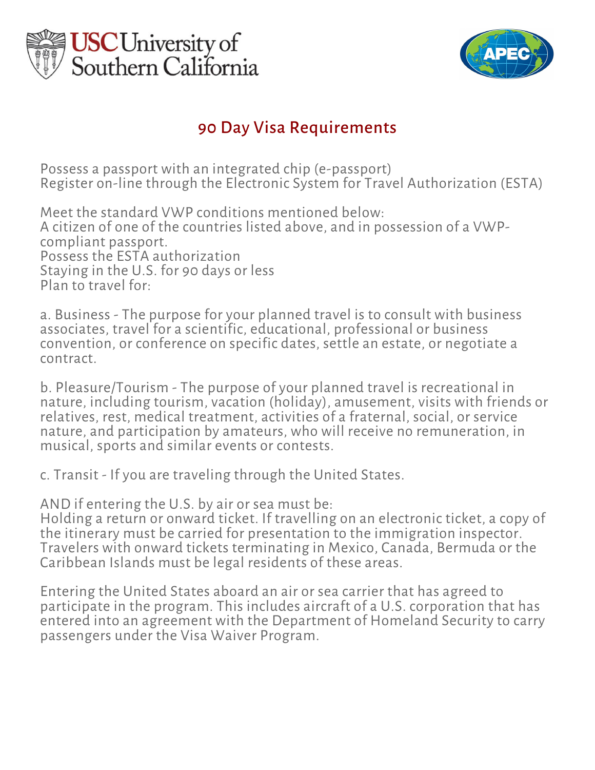# 90 Day Visa Requirements

Possess a passport with an integrated chip (e-passport)
Register on-line through the Electronic System for Travel Authorization (ESTA)

Meet the standard VWP conditions mentioned below:
A citizen of one of the countries listed above, and in possession of a VWP-compliant passport.
Possess the ESTA authorization
Staying in the U.S. for 90 days or less
Plan to travel for:

a. Business - The purpose for your planned travel is to consult with business associates, travel for a scientific, educational, professional or business convention, or conference on specific dates, settle an estate, or negotiate a contract.

b. Pleasure/Tourism - The purpose of your planned travel is recreational in nature, including tourism, vacation (holiday), amusement, visits with friends or relatives, rest, medical treatment, activities of a fraternal, social, or service nature, and participation by amateurs, who will receive no remuneration, in musical, sports and similar events or contests.

c. Transit - If you are traveling through the United States.

AND if entering the U.S. by air or sea must be:
Holding a return or onward ticket. If travelling on an electronic ticket, a copy of the itinerary must be carried for presentation to the immigration inspector. Travelers with onward tickets terminating in Mexico, Canada, Bermuda or the Caribbean Islands must be legal residents of these areas.

Entering the United States aboard an air or sea carrier that has agreed to participate in the program. This includes aircraft of a U.S. corporation that has entered into an agreement with the Department of Homeland Security to carry passengers under the Visa Waiver Program.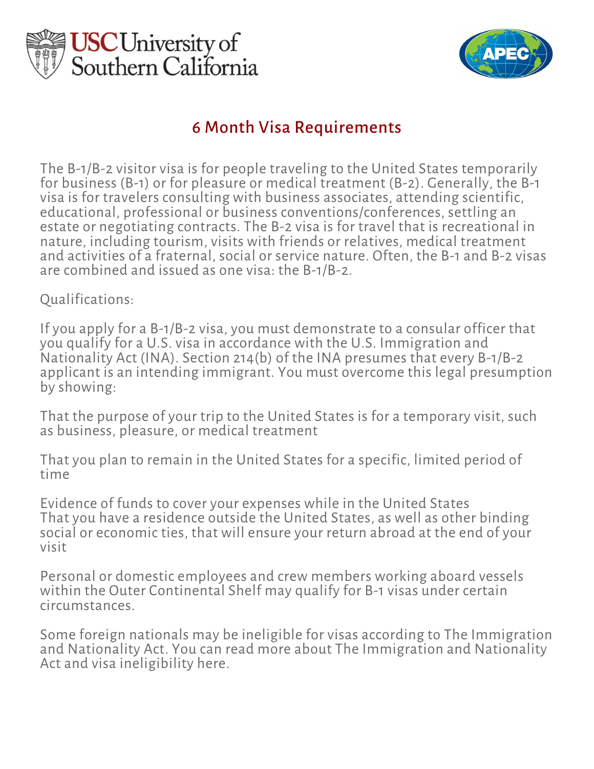## 6 Month Visa Requirements

The B-1/B-2 visitor visa is for people traveling to the United States temporarily for business (B-1) or for pleasure or medical treatment (B-2). Generally, the B-1 visa is for travelers consulting with business associates, attending scientific, educational, professional or business conventions/conferences, settling an estate or negotiating contracts. The B-2 visa is for travel that is recreational in nature, including tourism, visits with friends or relatives, medical treatment and activities of a fraternal, social or service nature. Often, the B-1 and B-2 visas are combined and issued as one visa: the B-1/B-2.

Qualifications:

If you apply for a B-1/B-2 visa, you must demonstrate to a consular officer that you qualify for a U.S. visa in accordance with the U.S. Immigration and Nationality Act (INA). Section 214(b) of the INA presumes that every B-1/B-2 applicant is an intending immigrant. You must overcome this legal presumption by showing:

That the purpose of your trip to the United States is for a temporary visit, such as business, pleasure, or medical treatment

That you plan to remain in the United States for a specific, limited period of time

Evidence of funds to cover your expenses while in the United States
That you have a residence outside the United States, as well as other binding social or economic ties, that will ensure your return abroad at the end of your visit

Personal or domestic employees and crew members working aboard vessels within the Outer Continental Shelf may qualify for B-1 visas under certain circumstances.

Some foreign nationals may be ineligible for visas according to The Immigration and Nationality Act. You can read more about The Immigration and Nationality Act and visa ineligibility here.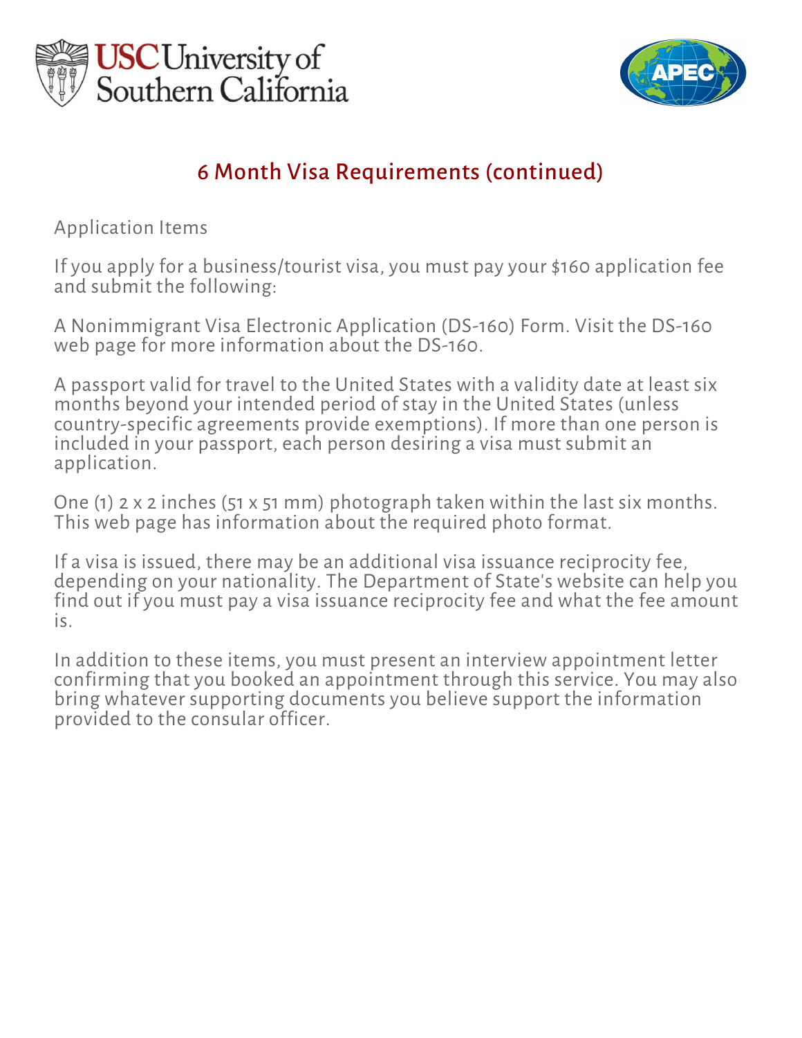## 6 Month Visa Requirements (continued)

Application Items

If you apply for a business/tourist visa, you must pay your $160 application fee and submit the following:

A Nonimmigrant Visa Electronic Application (DS-160) Form. Visit the DS-160 web page for more information about the DS-160.

A passport valid for travel to the United States with a validity date at least six months beyond your intended period of stay in the United States (unless country-specific agreements provide exemptions). If more than one person is included in your passport, each person desiring a visa must submit an application.

One (1) 2 x 2 inches (51 x 51 mm) photograph taken within the last six months. This web page has information about the required photo format.

If a visa is issued, there may be an additional visa issuance reciprocity fee, depending on your nationality. The Department of State's website can help you find out if you must pay a visa issuance reciprocity fee and what the fee amount is.

In addition to these items, you must present an interview appointment letter confirming that you booked an appointment through this service. You may also bring whatever supporting documents you believe support the information provided to the consular officer.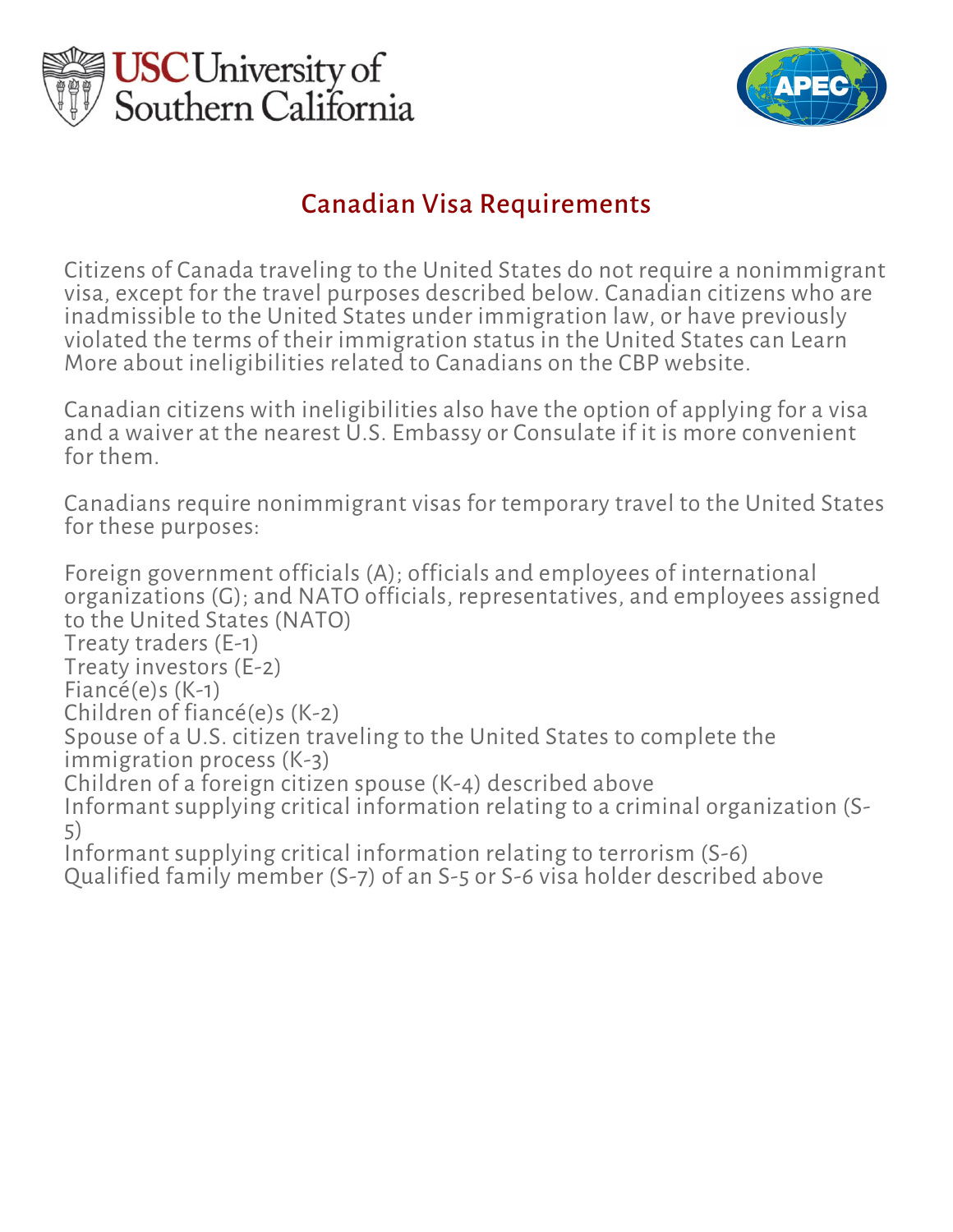## Canadian Visa Requirements

Citizens of Canada traveling to the United States do not require a nonimmigrant visa, except for the travel purposes described below. Canadian citizens who are inadmissible to the United States under immigration law, or have previously violated the terms of their immigration status in the United States can Learn More about ineligibilities related to Canadians on the CBP website.

Canadian citizens with ineligibilities also have the option of applying for a visa and a waiver at the nearest U.S. Embassy or Consulate if it is more convenient for them.

Canadians require nonimmigrant visas for temporary travel to the United States for these purposes:

Foreign government officials (A); officials and employees of international organizations (G); and NATO officials, representatives, and employees assigned to the United States (NATO)
Treaty traders (E-1)
Treaty investors (E-2)
Fiancé(e)s (K-1)
Children of fiancé(e)s (K-2)
Spouse of a U.S. citizen traveling to the United States to complete the immigration process (K-3)
Children of a foreign citizen spouse (K-4) described above
Informant supplying critical information relating to a criminal organization (S-5)
Informant supplying critical information relating to terrorism (S-6)
Qualified family member (S-7) of an S-5 or S-6 visa holder described above